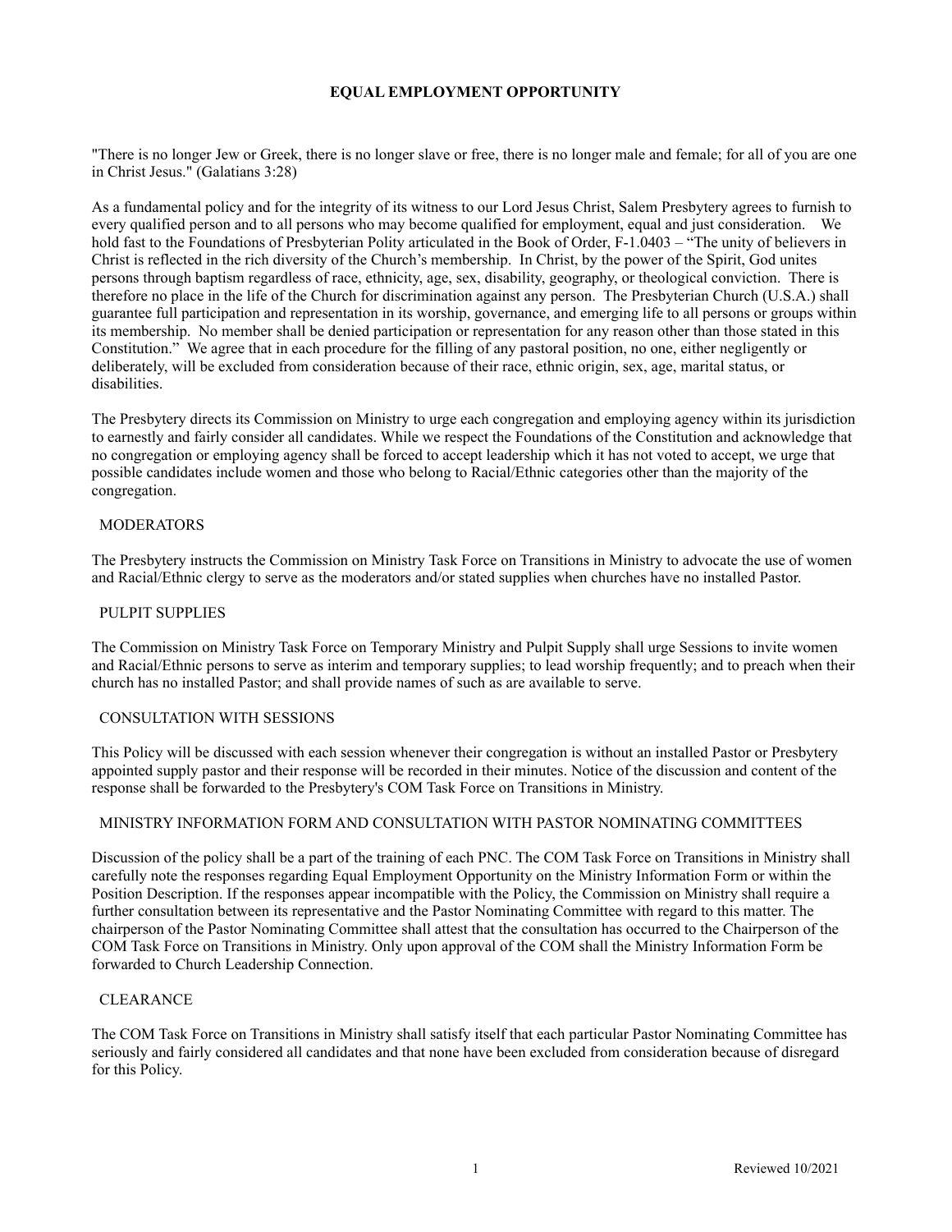# EQUAL EMPLOYMENT OPPORTUNITY

"There is no longer Jew or Greek, there is no longer slave or free, there is no longer male and female; for all of you are one in Christ Jesus." (Galatians 3:28)

As a fundamental policy and for the integrity of its witness to our Lord Jesus Christ, Salem Presbytery agrees to furnish to every qualified person and to all persons who may become qualified for employment, equal and just consideration. We hold fast to the Foundations of Presbyterian Polity articulated in the Book of Order, F-1.0403 – "The unity of believers in Christ is reflected in the rich diversity of the Church's membership. In Christ, by the power of the Spirit, God unites persons through baptism regardless of race, ethnicity, age, sex, disability, geography, or theological conviction. There is therefore no place in the life of the Church for discrimination against any person. The Presbyterian Church (U.S.A.) shall guarantee full participation and representation in its worship, governance, and emerging life to all persons or groups within its membership. No member shall be denied participation or representation for any reason other than those stated in this Constitution." We agree that in each procedure for the filling of any pastoral position, no one, either negligently or deliberately, will be excluded from consideration because of their race, ethnic origin, sex, age, marital status, or disabilities.

The Presbytery directs its Commission on Ministry to urge each congregation and employing agency within its jurisdiction to earnestly and fairly consider all candidates. While we respect the Foundations of the Constitution and acknowledge that no congregation or employing agency shall be forced to accept leadership which it has not voted to accept, we urge that possible candidates include women and those who belong to Racial/Ethnic categories other than the majority of the congregation.

## MODERATORS

The Presbytery instructs the Commission on Ministry Task Force on Transitions in Ministry to advocate the use of women and Racial/Ethnic clergy to serve as the moderators and/or stated supplies when churches have no installed Pastor.

## PULPIT SUPPLIES

The Commission on Ministry Task Force on Temporary Ministry and Pulpit Supply shall urge Sessions to invite women and Racial/Ethnic persons to serve as interim and temporary supplies; to lead worship frequently; and to preach when their church has no installed Pastor; and shall provide names of such as are available to serve.

## CONSULTATION WITH SESSIONS

This Policy will be discussed with each session whenever their congregation is without an installed Pastor or Presbytery appointed supply pastor and their response will be recorded in their minutes. Notice of the discussion and content of the response shall be forwarded to the Presbytery's COM Task Force on Transitions in Ministry.

## MINISTRY INFORMATION FORM AND CONSULTATION WITH PASTOR NOMINATING COMMITTEES

Discussion of the policy shall be a part of the training of each PNC. The COM Task Force on Transitions in Ministry shall carefully note the responses regarding Equal Employment Opportunity on the Ministry Information Form or within the Position Description. If the responses appear incompatible with the Policy, the Commission on Ministry shall require a further consultation between its representative and the Pastor Nominating Committee with regard to this matter. The chairperson of the Pastor Nominating Committee shall attest that the consultation has occurred to the Chairperson of the COM Task Force on Transitions in Ministry. Only upon approval of the COM shall the Ministry Information Form be forwarded to Church Leadership Connection.

## CLEARANCE

The COM Task Force on Transitions in Ministry shall satisfy itself that each particular Pastor Nominating Committee has seriously and fairly considered all candidates and that none have been excluded from consideration because of disregard for this Policy.

Reviewed 10/2021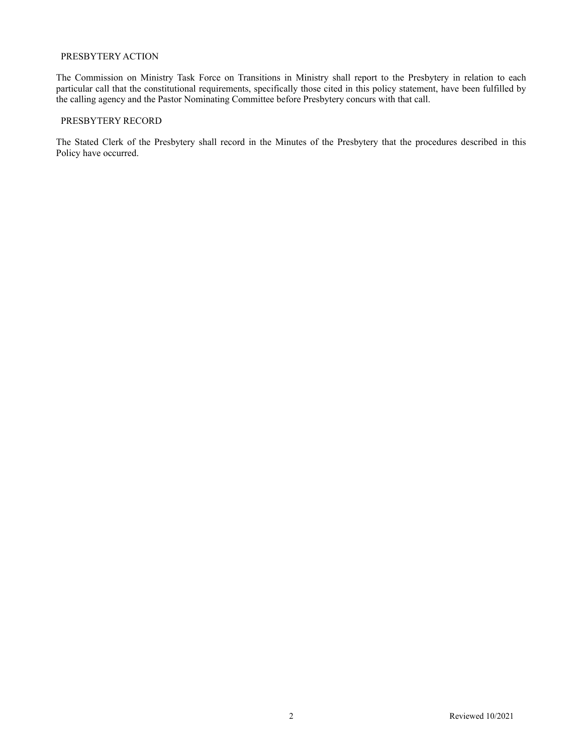## PRESBYTERY ACTION

The Commission on Ministry Task Force on Transitions in Ministry shall report to the Presbytery in relation to each particular call that the constitutional requirements, specifically those cited in this policy statement, have been fulfilled by the calling agency and the Pastor Nominating Committee before Presbytery concurs with that call.

## PRESBYTERY RECORD

The Stated Clerk of the Presbytery shall record in the Minutes of the Presbytery that the procedures described in this Policy have occurred.

Reviewed 10/2021